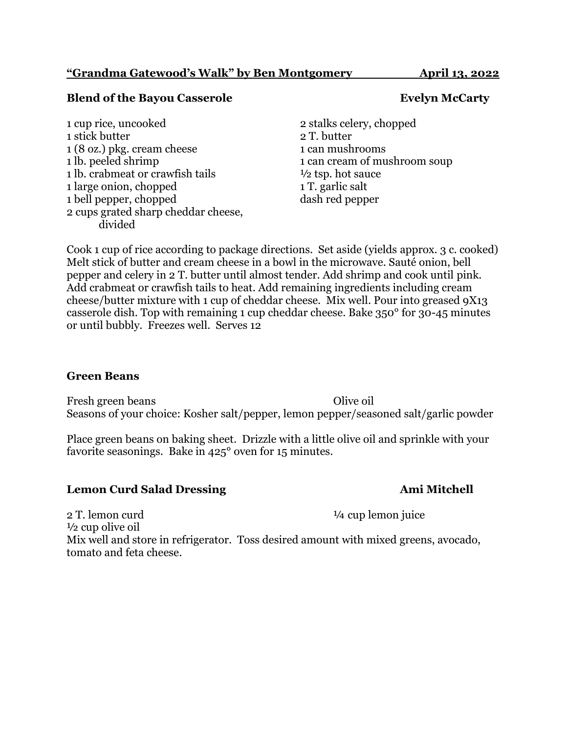**<u>"Grandma Gatewood's Walk" by Ben Montgomery</u>** **<u>April 13, 2022</u>**

**Blend of the Bayou Casserole** **Evelyn McCarty**

1 cup rice, uncooked
1 stick butter
1 (8 oz.) pkg. cream cheese
1 lb. peeled shrimp
1 lb. crabmeat or crawfish tails
1 large onion, chopped
1 bell pepper, chopped
2 cups grated sharp cheddar cheese, divided
2 stalks celery, chopped
2 T. butter
1 can mushrooms
1 can cream of mushroom soup
½ tsp. hot sauce
1 T. garlic salt
dash red pepper

Cook 1 cup of rice according to package directions. Set aside (yields approx. 3 c. cooked) Melt stick of butter and cream cheese in a bowl in the microwave. Sauté onion, bell pepper and celery in 2 T. butter until almost tender. Add shrimp and cook until pink. Add crabmeat or crawfish tails to heat. Add remaining ingredients including cream cheese/butter mixture with 1 cup of cheddar cheese. Mix well. Pour into greased 9X13 casserole dish. Top with remaining 1 cup cheddar cheese. Bake 350° for 30-45 minutes or until bubbly. Freezes well. Serves 12

**Green Beans**

Fresh green beans
Olive oil
Seasons of your choice: Kosher salt/pepper, lemon pepper/seasoned salt/garlic powder

Place green beans on baking sheet. Drizzle with a little olive oil and sprinkle with your favorite seasonings. Bake in 425° oven for 15 minutes.

**Lemon Curd Salad Dressing** **Ami Mitchell**

2 T. lemon curd
¼ cup lemon juice
½ cup olive oil

Mix well and store in refrigerator. Toss desired amount with mixed greens, avocado, tomato and feta cheese.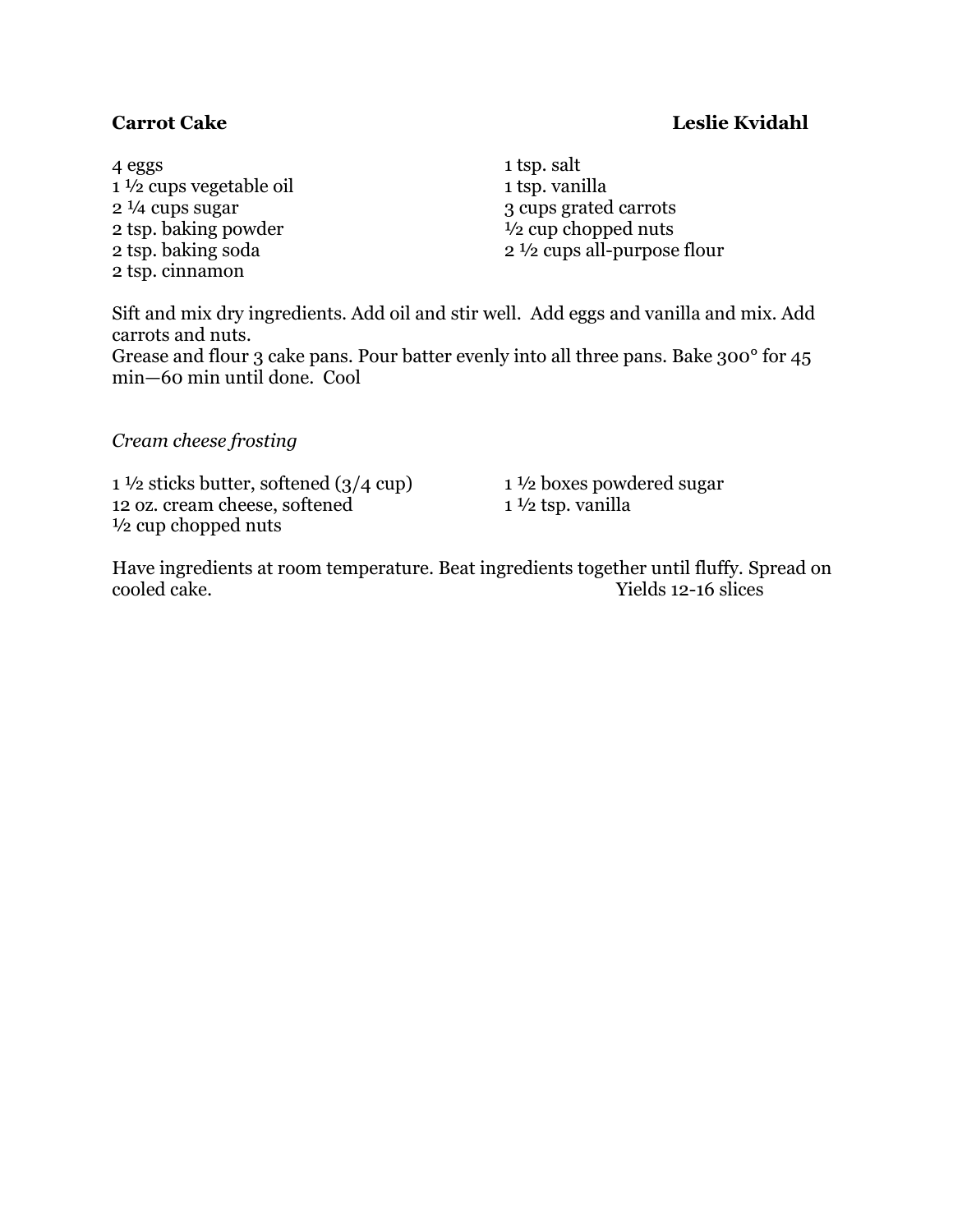**Carrot Cake** **Leslie Kvidahl**

4 eggs
1 ½ cups vegetable oil
2 ¼ cups sugar
2 tsp. baking powder
2 tsp. baking soda
2 tsp. cinnamon
1 tsp. salt
1 tsp. vanilla
3 cups grated carrots
½ cup chopped nuts
2 ½ cups all-purpose flour

Sift and mix dry ingredients. Add oil and stir well. Add eggs and vanilla and mix. Add carrots and nuts.
Grease and flour 3 cake pans. Pour batter evenly into all three pans. Bake 300° for 45 min—60 min until done. Cool

*Cream cheese frosting*

1 ½ sticks butter, softened (3/4 cup)
12 oz. cream cheese, softened
½ cup chopped nuts
1 ½ boxes powdered sugar
1 ½ tsp. vanilla

Have ingredients at room temperature. Beat ingredients together until fluffy. Spread on cooled cake. Yields 12-16 slices